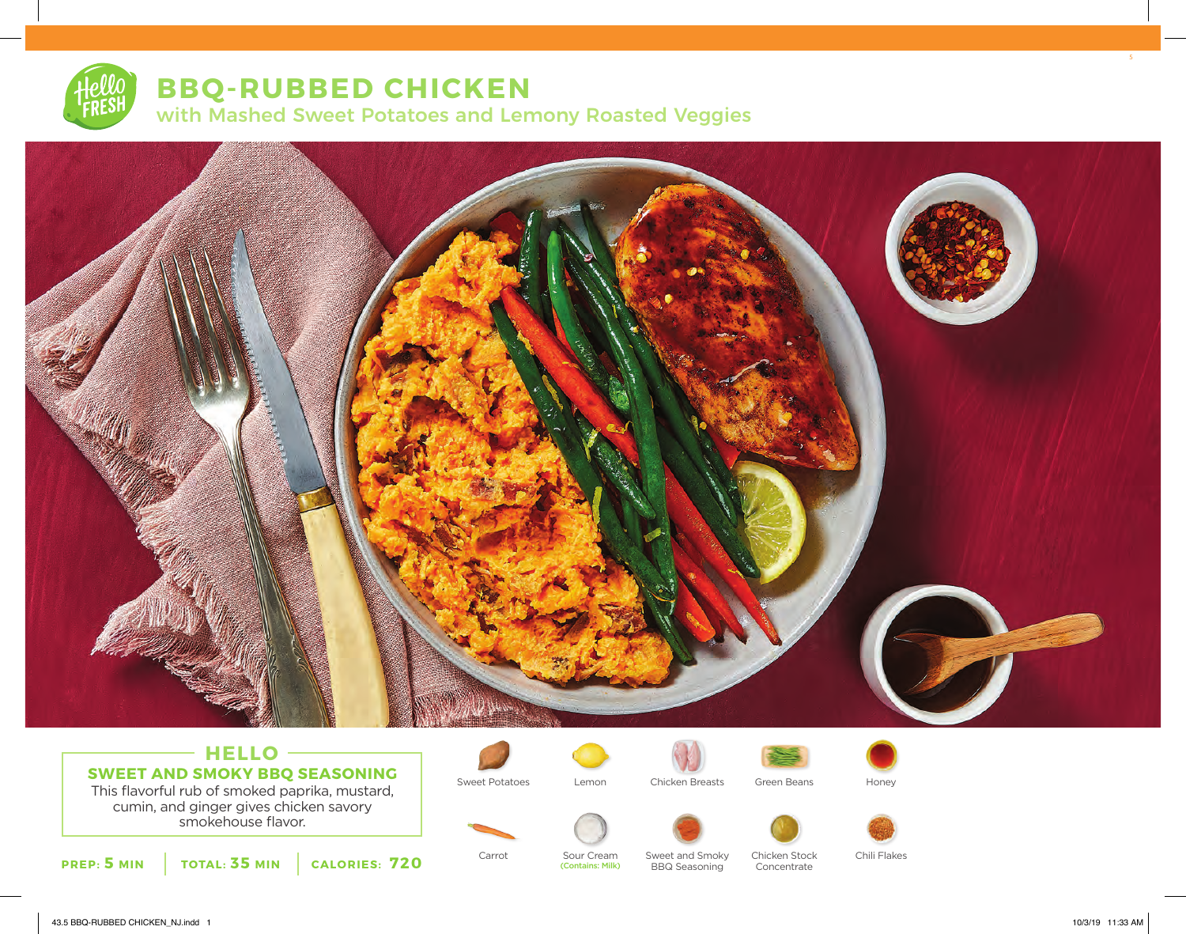# BBQ-RUBBED CHICKEN

## with Mashed Sweet Potatoes and Lemony Roasted Veggies

### HELLO

**SWEET AND SMOKY BBQ SEASONING**

This flavorful rub of smoked paprika, mustard, cumin, and ginger gives chicken savory smokehouse flavor.

**PREP: 5 MIN** | **TOTAL: 35 MIN** | **CALORIES: 720**

- Sweet Potatoes
- Lemon
- Chicken Breasts
- Green Beans
- Honey
- Carrot
- Sour Cream (Contains: Milk)
- Sweet and Smoky BBQ Seasoning
- Chicken Stock Concentrate
- Chili Flakes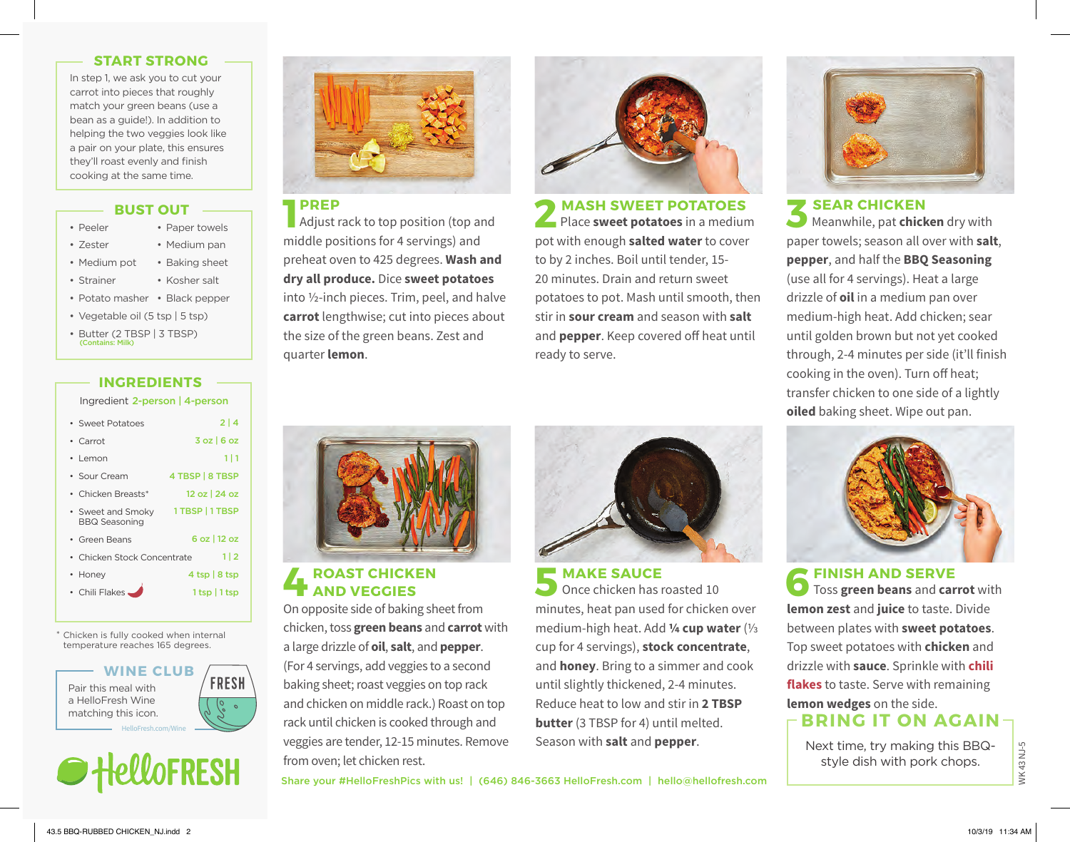## START STRONG

In step 1, we ask you to cut your carrot into pieces that roughly match your green beans (use a bean as a guide!). In addition to helping the two veggies look like a pair on your plate, this ensures they'll roast evenly and finish cooking at the same time.

## BUST OUT

- Peeler
- Zester
- Medium pot
- Strainer
- Potato masher
- Vegetable oil (5 tsp | 5 tsp)
- Butter (2 TBSP | 3 TBSP) (Contains: Milk)
- Paper towels
- Medium pan
- Baking sheet
- Kosher salt
- Black pepper

## INGREDIENTS

| Ingredient | 2-person \| 4-person |
|---|---|
| Sweet Potatoes | 2 \| 4 |
| Carrot | 3 oz \| 6 oz |
| Lemon | 1 \| 1 |
| Sour Cream | 4 TBSP \| 8 TBSP |
| Chicken Breasts* | 12 oz \| 24 oz |
| Sweet and Smoky BBQ Seasoning | 1 TBSP \| 1 TBSP |
| Green Beans | 6 oz \| 12 oz |
| Chicken Stock Concentrate | 1 \| 2 |
| Honey | 4 tsp \| 8 tsp |
| Chili Flakes | 1 tsp \| 1 tsp |

\* Chicken is fully cooked when internal temperature reaches 165 degrees.

## WINE CLUB

Pair this meal with a HelloFresh Wine matching this icon.

FRESH

HelloFresh.com/Wine

HelloFRESH

## 1 PREP

Adjust rack to top position (top and middle positions for 4 servings) and preheat oven to 425 degrees. **Wash and dry all produce.** Dice **sweet potatoes** into ½-inch pieces. Trim, peel, and halve **carrot** lengthwise; cut into pieces about the size of the green beans. Zest and quarter **lemon**.

## 2 MASH SWEET POTATOES

Place **sweet potatoes** in a medium pot with enough **salted water** to cover by 2 inches. Boil until tender, 15-20 minutes. Drain and return sweet potatoes to pot. Mash until smooth, then stir in **sour cream** and season with **salt** and **pepper**. Keep covered off heat until ready to serve.

## 3 SEAR CHICKEN

Meanwhile, pat **chicken** dry with paper towels; season all over with **salt**, **pepper**, and half the **BBQ Seasoning** (use all for 4 servings). Heat a large drizzle of **oil** in a medium pan over medium-high heat. Add chicken; sear until golden brown but not yet cooked through, 2-4 minutes per side (it'll finish cooking in the oven). Turn off heat; transfer chicken to one side of a lightly **oiled** baking sheet. Wipe out pan.

## 4 ROAST CHICKEN AND VEGGIES

On opposite side of baking sheet from chicken, toss **green beans** and **carrot** with a large drizzle of **oil**, **salt**, and **pepper**. (For 4 servings, add veggies to a second baking sheet; roast veggies on top rack and chicken on middle rack.) Roast on top rack until chicken is cooked through and veggies are tender, 12-15 minutes. Remove from oven; let chicken rest.

## 5 MAKE SAUCE

Once chicken has roasted 10 minutes, heat pan used for chicken over medium-high heat. Add **¼ cup water** (⅓ cup for 4 servings), **stock concentrate**, and **honey**. Bring to a simmer and cook until slightly thickened, 2-4 minutes. Reduce heat to low and stir in **2 TBSP butter** (3 TBSP for 4) until melted. Season with **salt** and **pepper**.

## 6 FINISH AND SERVE

Toss **green beans** and **carrot** with **lemon zest** and **juice** to taste. Divide between plates with **sweet potatoes**. Top sweet potatoes with **chicken** and drizzle with **sauce**. Sprinkle with **chili flakes** to taste. Serve with remaining **lemon wedges** on the side.

## BRING IT ON AGAIN

Next time, try making this BBQ-style dish with pork chops.

Share your #HelloFreshPics with us! | (646) 846-3663 HelloFresh.com | hello@hellofresh.com

WK 43 NJ-5